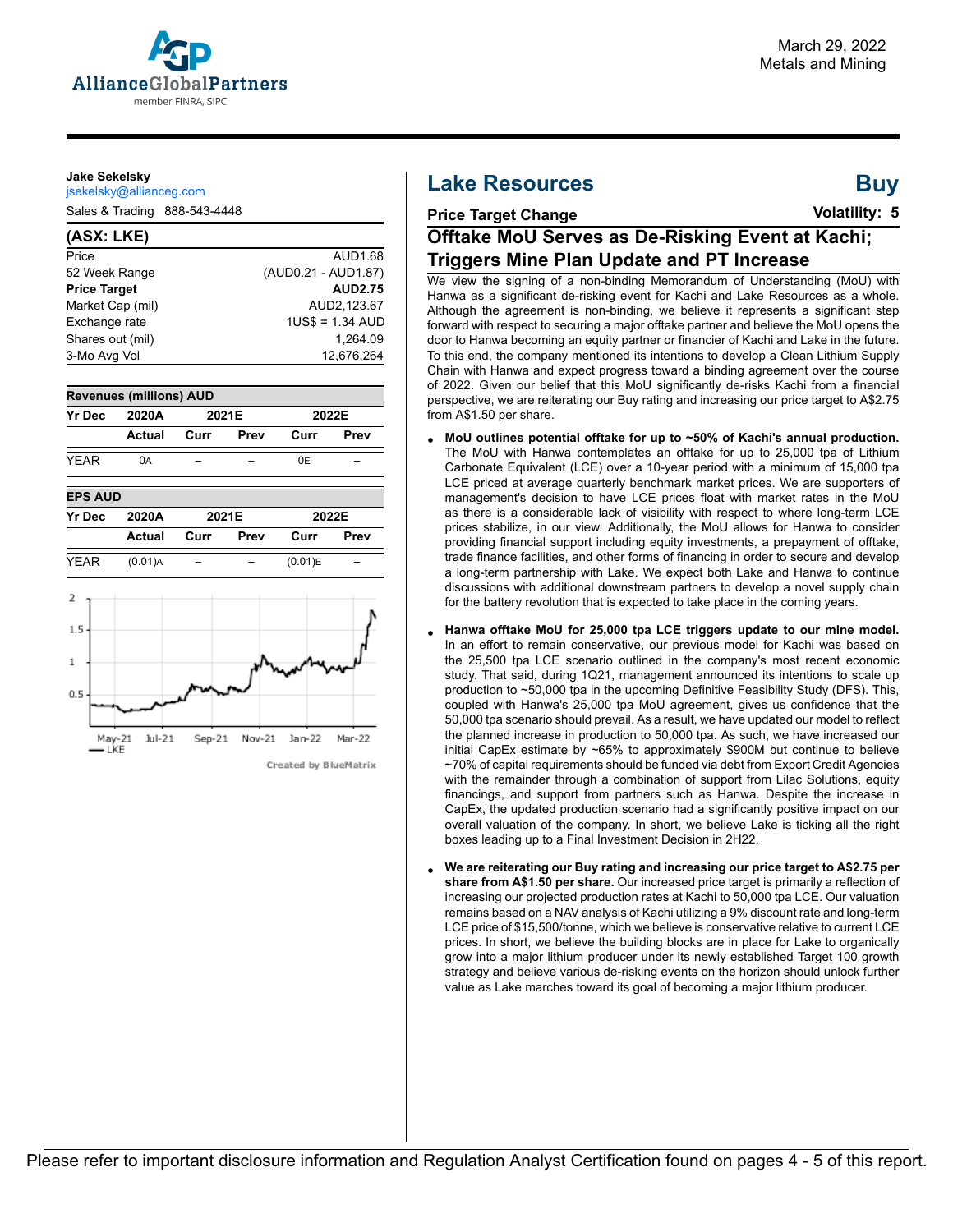AllianceGlobalPartners
member FINRA, SIPC

March 29, 2022
Metals and Mining

**Jake Sekelsky**
jsekelsky@allianceg.com
Sales & Trading 888-543-4448

**(ASX: LKE)**

| | |
|---|---|
| Price | AUD1.68 |
| 52 Week Range | (AUD0.21 - AUD1.87) |
| **Price Target** | **AUD2.75** |
| Market Cap (mil) | AUD2,123.67 |
| Exchange rate | 1US$ = 1.34 AUD |
| Shares out (mil) | 1,264.09 |
| 3-Mo Avg Vol | 12,676,264 |

**Revenues (millions) AUD**

| Yr Dec | 2020A | 2021E | | 2022E | |
|---|---|---|---|---|---|
| | Actual | Curr | Prev | Curr | Prev |
| YEAR | 0A | – | – | 0E | – |

**EPS AUD**

| Yr Dec | 2020A | 2021E | | 2022E | |
|---|---|---|---|---|---|
| | Actual | Curr | Prev | Curr | Prev |
| YEAR | (0.01)A | – | – | (0.01)E | – |

Created by BlueMatrix

# Lake Resources — Buy

**Price Target Change** — **Volatility: 5**

## Offtake MoU Serves as De-Risking Event at Kachi; Triggers Mine Plan Update and PT Increase

We view the signing of a non-binding Memorandum of Understanding (MoU) with Hanwa as a significant de-risking event for Kachi and Lake Resources as a whole. Although the agreement is non-binding, we believe it represents a significant step forward with respect to securing a major offtake partner and believe the MoU opens the door to Hanwa becoming an equity partner or financier of Kachi and Lake in the future. To this end, the company mentioned its intentions to develop a Clean Lithium Supply Chain with Hanwa and expect progress toward a binding agreement over the course of 2022. Given our belief that this MoU significantly de-risks Kachi from a financial perspective, we are reiterating our Buy rating and increasing our price target to A$2.75 from A$1.50 per share.

- **MoU outlines potential offtake for up to ~50% of Kachi's annual production.** The MoU with Hanwa contemplates an offtake for up to 25,000 tpa of Lithium Carbonate Equivalent (LCE) over a 10-year period with a minimum of 15,000 tpa LCE priced at average quarterly benchmark market prices. We are supporters of management's decision to have LCE prices float with market rates in the MoU as there is a considerable lack of visibility with respect to where long-term LCE prices stabilize, in our view. Additionally, the MoU allows for Hanwa to consider providing financial support including equity investments, a prepayment of offtake, trade finance facilities, and other forms of financing in order to secure and develop a long-term partnership with Lake. We expect both Lake and Hanwa to continue discussions with additional downstream partners to develop a novel supply chain for the battery revolution that is expected to take place in the coming years.

- **Hanwa offtake MoU for 25,000 tpa LCE triggers update to our mine model.** In an effort to remain conservative, our previous model for Kachi was based on the 25,500 tpa LCE scenario outlined in the company's most recent economic study. That said, during 1Q21, management announced its intentions to scale up production to ~50,000 tpa in the upcoming Definitive Feasibility Study (DFS). This, coupled with Hanwa's 25,000 tpa MoU agreement, gives us confidence that the 50,000 tpa scenario should prevail. As a result, we have updated our model to reflect the planned increase in production to 50,000 tpa. As such, we have increased our initial CapEx estimate by ~65% to approximately $900M but continue to believe ~70% of capital requirements should be funded via debt from Export Credit Agencies with the remainder through a combination of support from Lilac Solutions, equity financings, and support from partners such as Hanwa. Despite the increase in CapEx, the updated production scenario had a significantly positive impact on our overall valuation of the company. In short, we believe Lake is ticking all the right boxes leading up to a Final Investment Decision in 2H22.

- **We are reiterating our Buy rating and increasing our price target to A$2.75 per share from A$1.50 per share.** Our increased price target is primarily a reflection of increasing our projected production rates at Kachi to 50,000 tpa LCE. Our valuation remains based on a NAV analysis of Kachi utilizing a 9% discount rate and long-term LCE price of $15,500/tonne, which we believe is conservative relative to current LCE prices. In short, we believe the building blocks are in place for Lake to organically grow into a major lithium producer under its newly established Target 100 growth strategy and believe various de-risking events on the horizon should unlock further value as Lake marches toward its goal of becoming a major lithium producer.

Please refer to important disclosure information and Regulation Analyst Certification found on pages 4 - 5 of this report.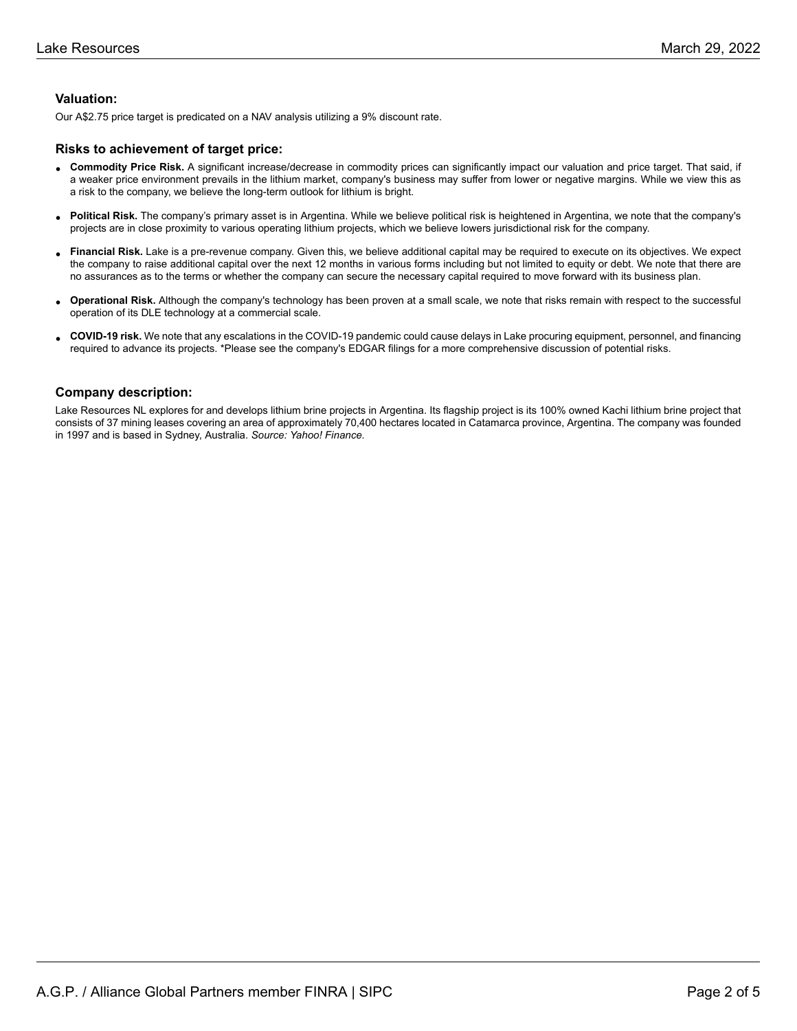### Valuation:

Our A$2.75 price target is predicated on a NAV analysis utilizing a 9% discount rate.

### Risks to achievement of target price:

- **Commodity Price Risk.** A significant increase/decrease in commodity prices can significantly impact our valuation and price target. That said, if a weaker price environment prevails in the lithium market, company's business may suffer from lower or negative margins. While we view this as a risk to the company, we believe the long-term outlook for lithium is bright.
- **Political Risk.** The company's primary asset is in Argentina. While we believe political risk is heightened in Argentina, we note that the company's projects are in close proximity to various operating lithium projects, which we believe lowers jurisdictional risk for the company.
- **Financial Risk.** Lake is a pre-revenue company. Given this, we believe additional capital may be required to execute on its objectives. We expect the company to raise additional capital over the next 12 months in various forms including but not limited to equity or debt. We note that there are no assurances as to the terms or whether the company can secure the necessary capital required to move forward with its business plan.
- **Operational Risk.** Although the company's technology has been proven at a small scale, we note that risks remain with respect to the successful operation of its DLE technology at a commercial scale.
- **COVID-19 risk.** We note that any escalations in the COVID-19 pandemic could cause delays in Lake procuring equipment, personnel, and financing required to advance its projects. *Please see the company's EDGAR filings for a more comprehensive discussion of potential risks.

### Company description:

Lake Resources NL explores for and develops lithium brine projects in Argentina. Its flagship project is its 100% owned Kachi lithium brine project that consists of 37 mining leases covering an area of approximately 70,400 hectares located in Catamarca province, Argentina. The company was founded in 1997 and is based in Sydney, Australia. *Source: Yahoo! Finance.*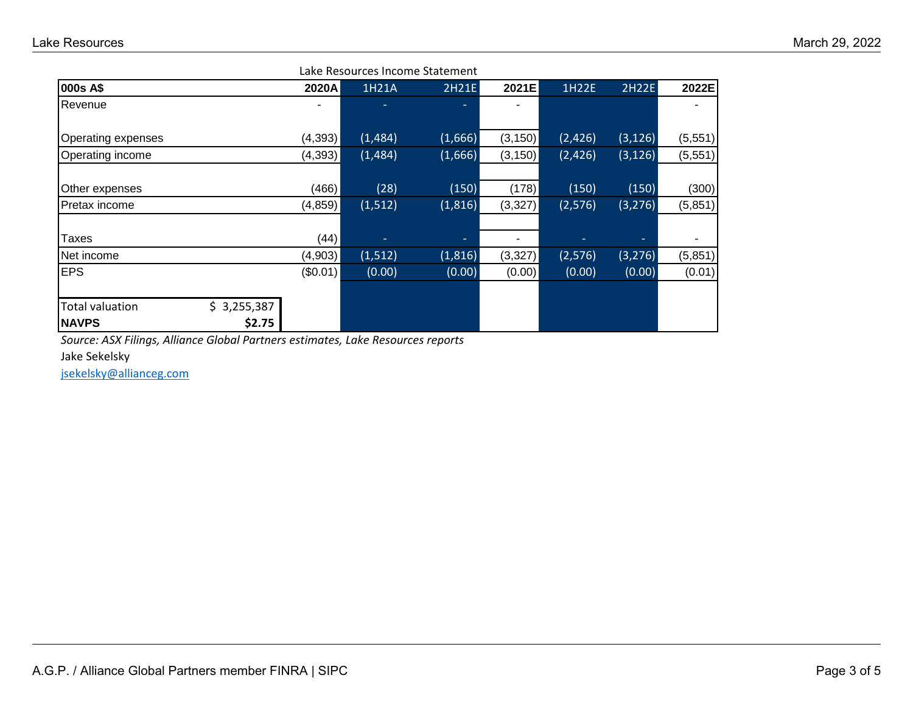Lake Resources Income Statement

| 000s A$ | 2020A | 1H21A | 2H21E | 2021E | 1H22E | 2H22E | 2022E |
|---|---|---|---|---|---|---|---|
| Revenue | - | - | - | - | | | - |
| Operating expenses | (4,393) | (1,484) | (1,666) | (3,150) | (2,426) | (3,126) | (5,551) |
| Operating income | (4,393) | (1,484) | (1,666) | (3,150) | (2,426) | (3,126) | (5,551) |
| Other expenses | (466) | (28) | (150) | (178) | (150) | (150) | (300) |
| Pretax income | (4,859) | (1,512) | (1,816) | (3,327) | (2,576) | (3,276) | (5,851) |
| Taxes | (44) | - | - | - | - | - | - |
| Net income | (4,903) | (1,512) | (1,816) | (3,327) | (2,576) | (3,276) | (5,851) |
| EPS | ($0.01) | (0.00) | (0.00) | (0.00) | (0.00) | (0.00) | (0.01) |

| | |
|---|---|
| Total valuation | $ 3,255,387 |
| **NAVPS** | **$2.75** |

*Source: ASX Filings, Alliance Global Partners estimates, Lake Resources reports*

Jake Sekelsky

jsekelsky@allianceg.com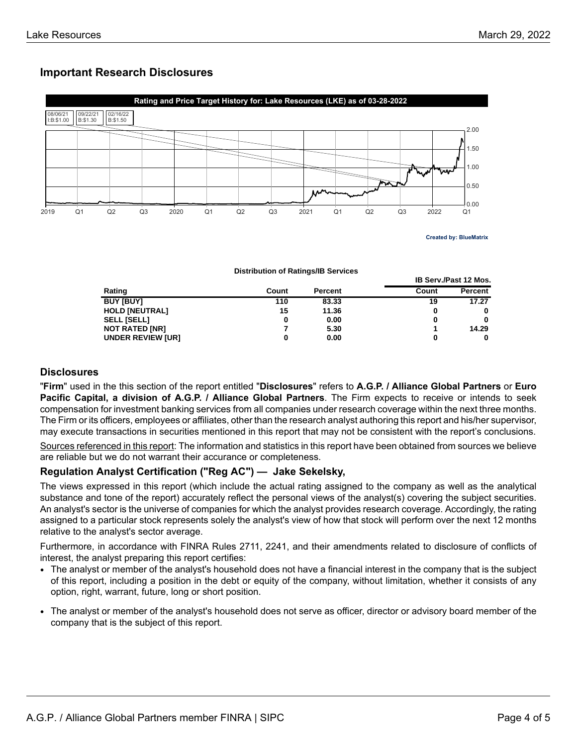## Important Research Disclosures

Rating and Price Target History for: Lake Resources (LKE) as of 03-28-2022

| 08/06/21 | 09/22/21 | 02/16/22 |
|---|---|---|
| I:B:$1.00 | B:$1.30 | B:$1.50 |

Created by: BlueMatrix

**Distribution of Ratings/IB Services**

| Rating | Count | Percent | IB Serv./Past 12 Mos. Count | IB Serv./Past 12 Mos. Percent |
|---|---|---|---|---|
| BUY [BUY] | 110 | 83.33 | 19 | 17.27 |
| HOLD [NEUTRAL] | 15 | 11.36 | 0 | 0 |
| SELL [SELL] | 0 | 0.00 | 0 | 0 |
| NOT RATED [NR] | 7 | 5.30 | 1 | 14.29 |
| UNDER REVIEW [UR] | 0 | 0.00 | 0 | 0 |

## Disclosures

"**Firm**" used in the this section of the report entitled "**Disclosures**" refers to **A.G.P. / Alliance Global Partners** or **Euro Pacific Capital, a division of A.G.P. / Alliance Global Partners**. The Firm expects to receive or intends to seek compensation for investment banking services from all companies under research coverage within the next three months. The Firm or its officers, employees or affiliates, other than the research analyst authoring this report and his/her supervisor, may execute transactions in securities mentioned in this report that may not be consistent with the report's conclusions.

Sources referenced in this report: The information and statistics in this report have been obtained from sources we believe are reliable but we do not warrant their accurance or completeness.

### Regulation Analyst Certification ("Reg AC") — Jake Sekelsky,

The views expressed in this report (which include the actual rating assigned to the company as well as the analytical substance and tone of the report) accurately reflect the personal views of the analyst(s) covering the subject securities. An analyst's sector is the universe of companies for which the analyst provides research coverage. Accordingly, the rating assigned to a particular stock represents solely the analyst's view of how that stock will perform over the next 12 months relative to the analyst's sector average.

Furthermore, in accordance with FINRA Rules 2711, 2241, and their amendments related to disclosure of conflicts of interest, the analyst preparing this report certifies:

- The analyst or member of the analyst's household does not have a financial interest in the company that is the subject of this report, including a position in the debt or equity of the company, without limitation, whether it consists of any option, right, warrant, future, long or short position.
- The analyst or member of the analyst's household does not serve as officer, director or advisory board member of the company that is the subject of this report.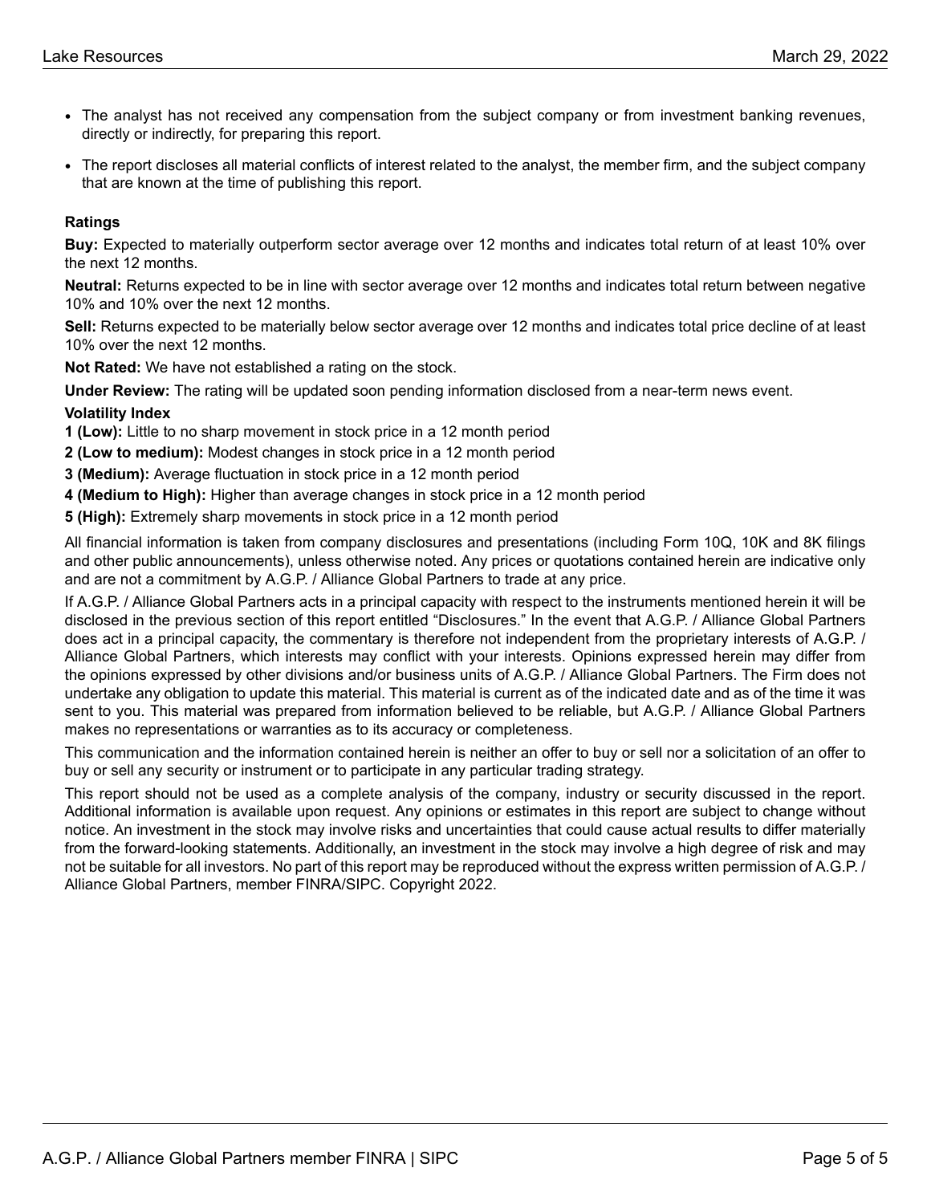- The analyst has not received any compensation from the subject company or from investment banking revenues, directly or indirectly, for preparing this report.
- The report discloses all material conflicts of interest related to the analyst, the member firm, and the subject company that are known at the time of publishing this report.

**Ratings**

**Buy:** Expected to materially outperform sector average over 12 months and indicates total return of at least 10% over the next 12 months.

**Neutral:** Returns expected to be in line with sector average over 12 months and indicates total return between negative 10% and 10% over the next 12 months.

**Sell:** Returns expected to be materially below sector average over 12 months and indicates total price decline of at least 10% over the next 12 months.

**Not Rated:** We have not established a rating on the stock.

**Under Review:** The rating will be updated soon pending information disclosed from a near-term news event.

**Volatility Index**

**1 (Low):** Little to no sharp movement in stock price in a 12 month period

**2 (Low to medium):** Modest changes in stock price in a 12 month period

**3 (Medium):** Average fluctuation in stock price in a 12 month period

**4 (Medium to High):** Higher than average changes in stock price in a 12 month period

**5 (High):** Extremely sharp movements in stock price in a 12 month period

All financial information is taken from company disclosures and presentations (including Form 10Q, 10K and 8K filings and other public announcements), unless otherwise noted. Any prices or quotations contained herein are indicative only and are not a commitment by A.G.P. / Alliance Global Partners to trade at any price.

If A.G.P. / Alliance Global Partners acts in a principal capacity with respect to the instruments mentioned herein it will be disclosed in the previous section of this report entitled "Disclosures." In the event that A.G.P. / Alliance Global Partners does act in a principal capacity, the commentary is therefore not independent from the proprietary interests of A.G.P. / Alliance Global Partners, which interests may conflict with your interests. Opinions expressed herein may differ from the opinions expressed by other divisions and/or business units of A.G.P. / Alliance Global Partners. The Firm does not undertake any obligation to update this material. This material is current as of the indicated date and as of the time it was sent to you. This material was prepared from information believed to be reliable, but A.G.P. / Alliance Global Partners makes no representations or warranties as to its accuracy or completeness.

This communication and the information contained herein is neither an offer to buy or sell nor a solicitation of an offer to buy or sell any security or instrument or to participate in any particular trading strategy.

This report should not be used as a complete analysis of the company, industry or security discussed in the report. Additional information is available upon request. Any opinions or estimates in this report are subject to change without notice. An investment in the stock may involve risks and uncertainties that could cause actual results to differ materially from the forward-looking statements. Additionally, an investment in the stock may involve a high degree of risk and may not be suitable for all investors. No part of this report may be reproduced without the express written permission of A.G.P. / Alliance Global Partners, member FINRA/SIPC. Copyright 2022.